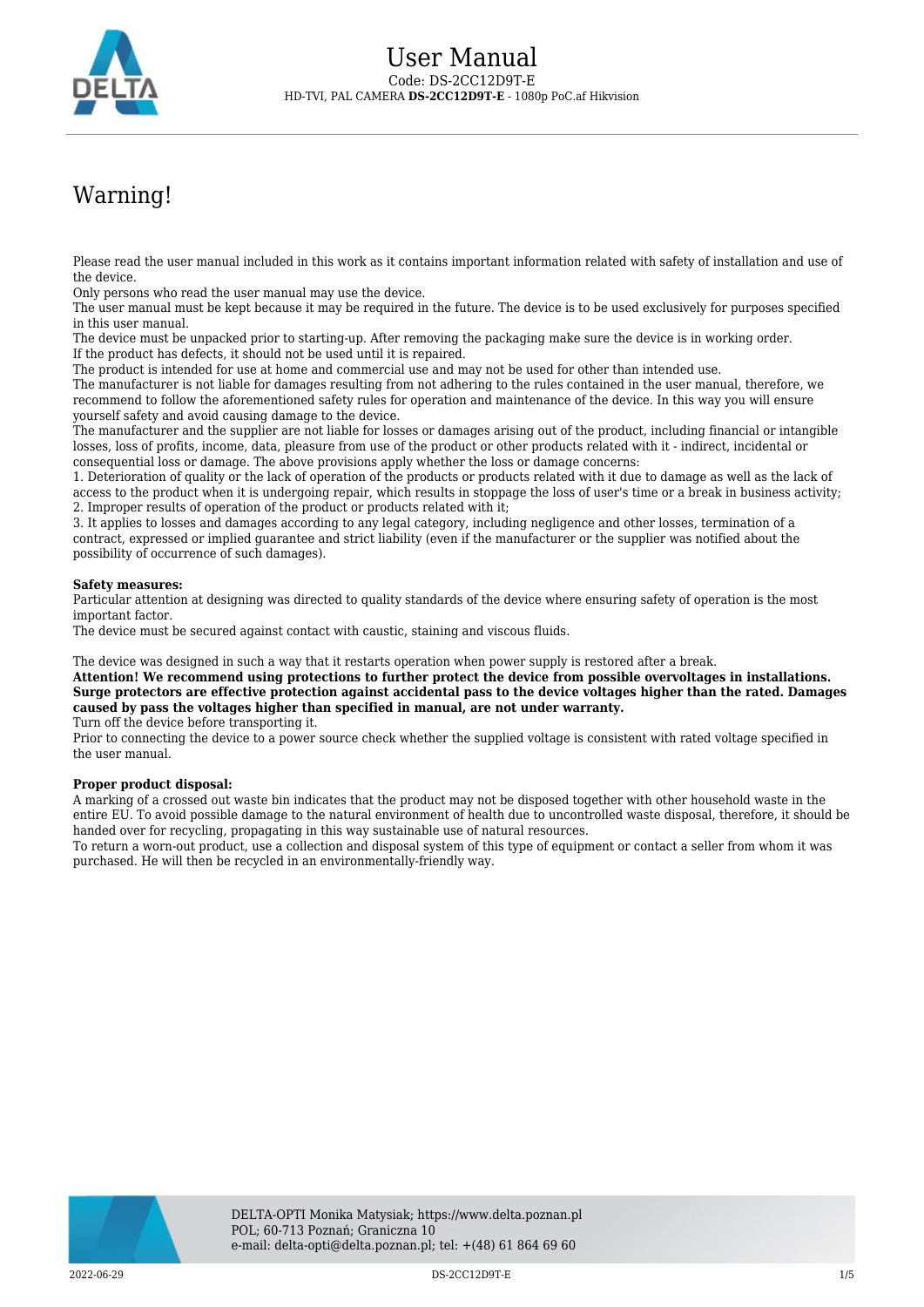# User Manual

Code: DS-2CC12D9T-E

HD-TVI, PAL CAMERA **DS-2CC12D9T-E** - 1080p PoC.af Hikvision

## Warning!

Please read the user manual included in this work as it contains important information related with safety of installation and use of the device.

Only persons who read the user manual may use the device.

The user manual must be kept because it may be required in the future. The device is to be used exclusively for purposes specified in this user manual.

The device must be unpacked prior to starting-up. After removing the packaging make sure the device is in working order.

If the product has defects, it should not be used until it is repaired.

The product is intended for use at home and commercial use and may not be used for other than intended use.

The manufacturer is not liable for damages resulting from not adhering to the rules contained in the user manual, therefore, we recommend to follow the aforementioned safety rules for operation and maintenance of the device. In this way you will ensure yourself safety and avoid causing damage to the device.

The manufacturer and the supplier are not liable for losses or damages arising out of the product, including financial or intangible losses, loss of profits, income, data, pleasure from use of the product or other products related with it - indirect, incidental or consequential loss or damage. The above provisions apply whether the loss or damage concerns:

1. Deterioration of quality or the lack of operation of the products or products related with it due to damage as well as the lack of access to the product when it is undergoing repair, which results in stoppage the loss of user's time or a break in business activity;
2. Improper results of operation of the product or products related with it;
3. It applies to losses and damages according to any legal category, including negligence and other losses, termination of a contract, expressed or implied guarantee and strict liability (even if the manufacturer or the supplier was notified about the possibility of occurrence of such damages).

**Safety measures:**

Particular attention at designing was directed to quality standards of the device where ensuring safety of operation is the most important factor.

The device must be secured against contact with caustic, staining and viscous fluids.

The device was designed in such a way that it restarts operation when power supply is restored after a break.

**Attention! We recommend using protections to further protect the device from possible overvoltages in installations. Surge protectors are effective protection against accidental pass to the device voltages higher than the rated. Damages caused by pass the voltages higher than specified in manual, are not under warranty.**

Turn off the device before transporting it.

Prior to connecting the device to a power source check whether the supplied voltage is consistent with rated voltage specified in the user manual.

**Proper product disposal:**

A marking of a crossed out waste bin indicates that the product may not be disposed together with other household waste in the entire EU. To avoid possible damage to the natural environment of health due to uncontrolled waste disposal, therefore, it should be handed over for recycling, propagating in this way sustainable use of natural resources.

To return a worn-out product, use a collection and disposal system of this type of equipment or contact a seller from whom it was purchased. He will then be recycled in an environmentally-friendly way.

DELTA-OPTI Monika Matysiak; https://www.delta.poznan.pl
POL; 60-713 Poznań; Graniczna 10
e-mail: delta-opti@delta.poznan.pl; tel: +(48) 61 864 69 60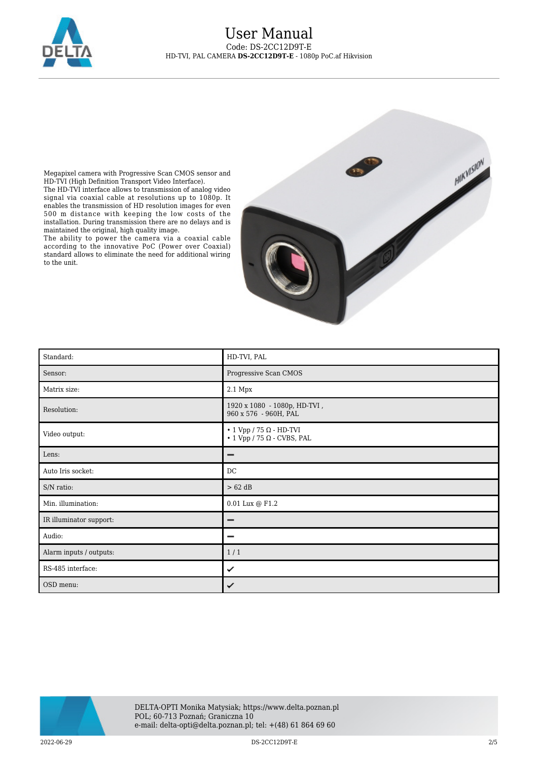Megapixel camera with Progressive Scan CMOS sensor and HD-TVI (High Definition Transport Video Interface).
The HD-TVI interface allows to transmission of analog video signal via coaxial cable at resolutions up to 1080p. It enables the transmission of HD resolution images for even 500 m distance with keeping the low costs of the installation. During transmission there are no delays and is maintained the original, high quality image.
The ability to power the camera via a coaxial cable according to the innovative PoC (Power over Coaxial) standard allows to eliminate the need for additional wiring to the unit.

| Standard: | HD-TVI, PAL |
|---|---|
| Sensor: | Progressive Scan CMOS |
| Matrix size: | 2.1 Mpx |
| Resolution: | 1920 x 1080 - 1080p, HD-TVI ,<br>960 x 576 - 960H, PAL |
| Video output: | • 1 Vpp / 75 Ω - HD-TVI<br>• 1 Vpp / 75 Ω - CVBS, PAL |
| Lens: | – |
| Auto Iris socket: | DC |
| S/N ratio: | > 62 dB |
| Min. illumination: | 0.01 Lux @ F1.2 |
| IR illuminator support: | – |
| Audio: | – |
| Alarm inputs / outputs: | 1 / 1 |
| RS-485 interface: | ✓ |
| OSD menu: | ✓ |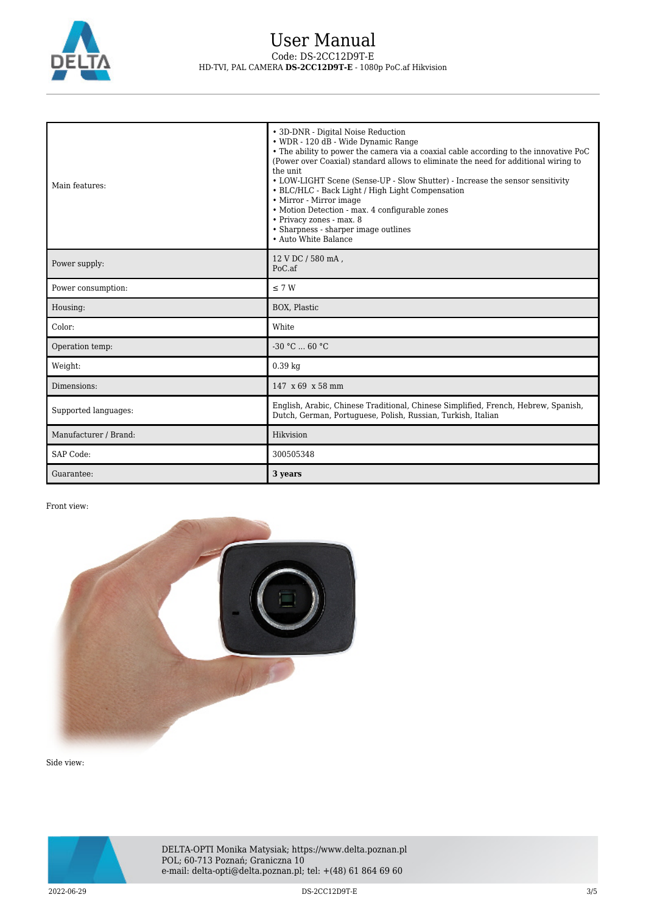| Main features: | • 3D-DNR - Digital Noise Reduction<br>• WDR - 120 dB - Wide Dynamic Range<br>• The ability to power the camera via a coaxial cable according to the innovative PoC (Power over Coaxial) standard allows to eliminate the need for additional wiring to the unit<br>• LOW-LIGHT Scene (Sense-UP - Slow Shutter) - Increase the sensor sensitivity<br>• BLC/HLC - Back Light / High Light Compensation<br>• Mirror - Mirror image<br>• Motion Detection - max. 4 configurable zones<br>• Privacy zones - max. 8<br>• Sharpness - sharper image outlines<br>• Auto White Balance |
|---|---|
| Power supply: | 12 V DC / 580 mA ,<br>PoC.af |
| Power consumption: | ≤ 7 W |
| Housing: | BOX, Plastic |
| Color: | White |
| Operation temp: | -30 °C ... 60 °C |
| Weight: | 0.39 kg |
| Dimensions: | 147 x 69 x 58 mm |
| Supported languages: | English, Arabic, Chinese Traditional, Chinese Simplified, French, Hebrew, Spanish, Dutch, German, Portuguese, Polish, Russian, Turkish, Italian |
| Manufacturer / Brand: | Hikvision |
| SAP Code: | 300505348 |
| Guarantee: | **3 years** |

Front view:

Side view: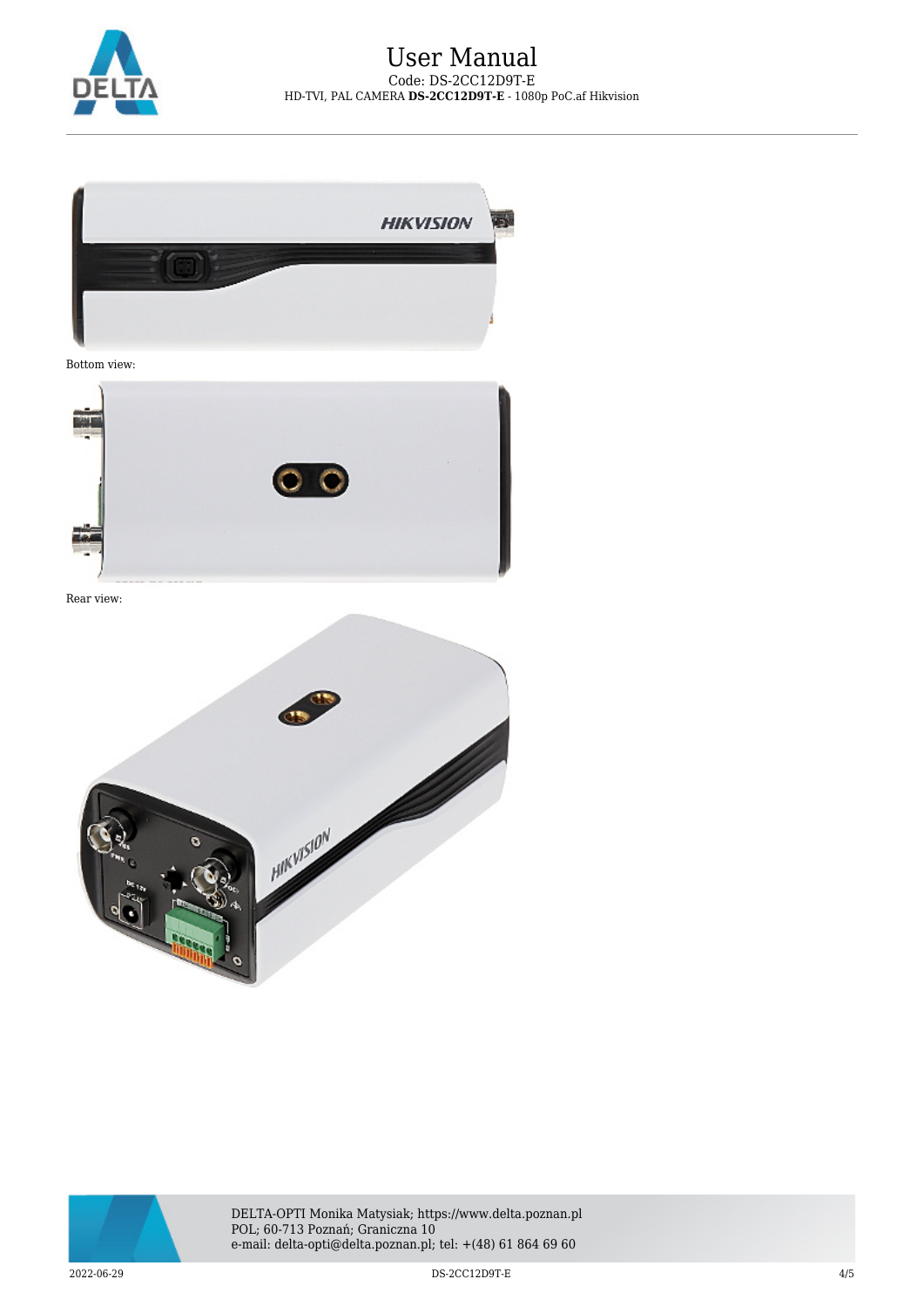Bottom view:

Rear view: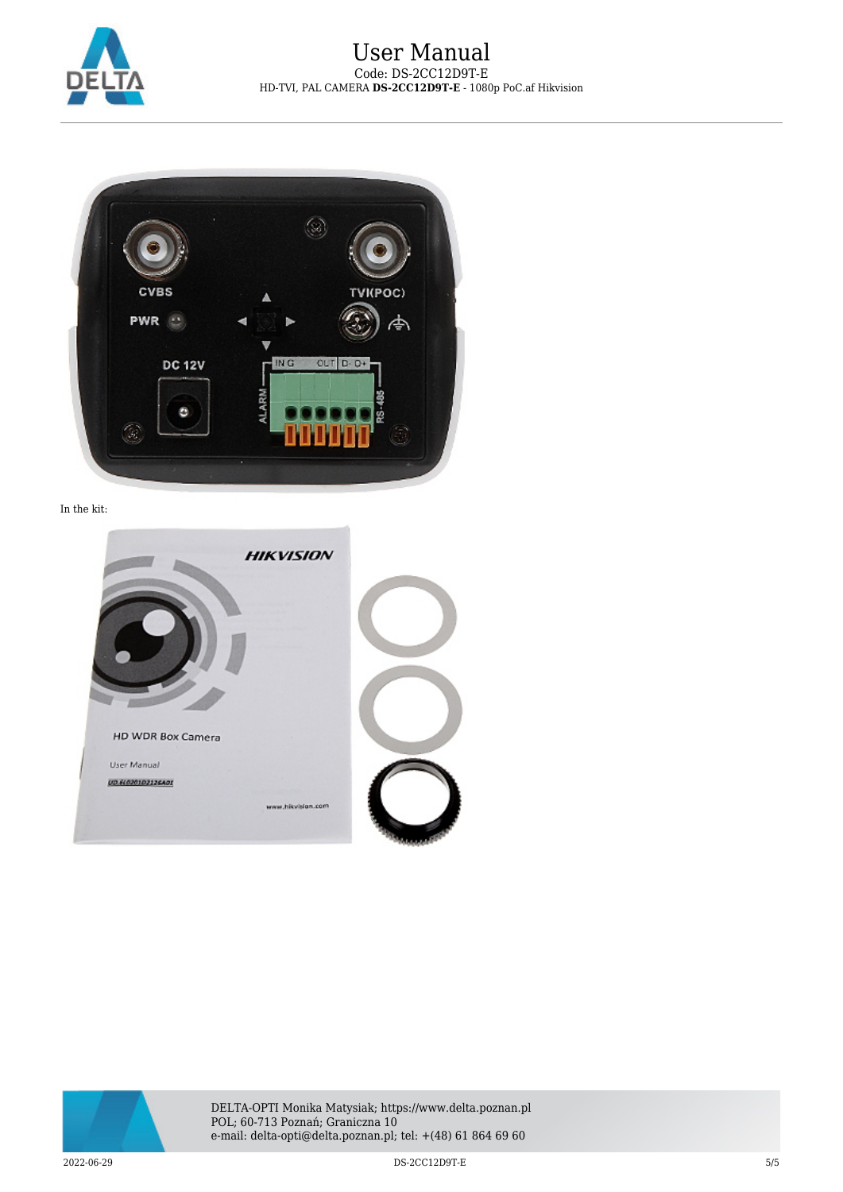In the kit: